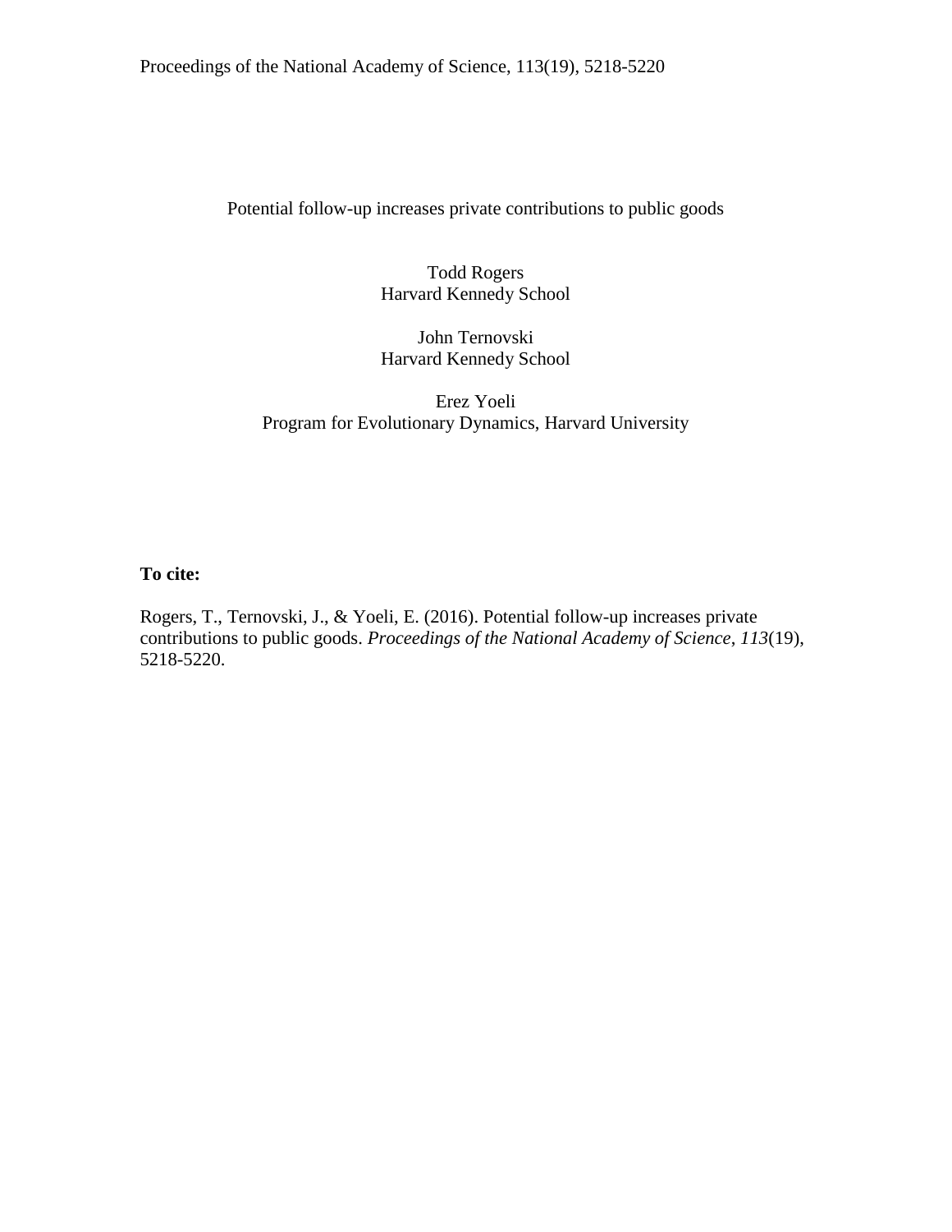Proceedings of the National Academy of Science, 113(19), 5218-5220

# Potential follow-up increases private contributions to public goods

Todd Rogers
Harvard Kennedy School

John Ternovski
Harvard Kennedy School

Erez Yoeli
Program for Evolutionary Dynamics, Harvard University

**To cite:**

Rogers, T., Ternovski, J., & Yoeli, E. (2016). Potential follow-up increases private contributions to public goods. *Proceedings of the National Academy of Science*, *113*(19), 5218-5220.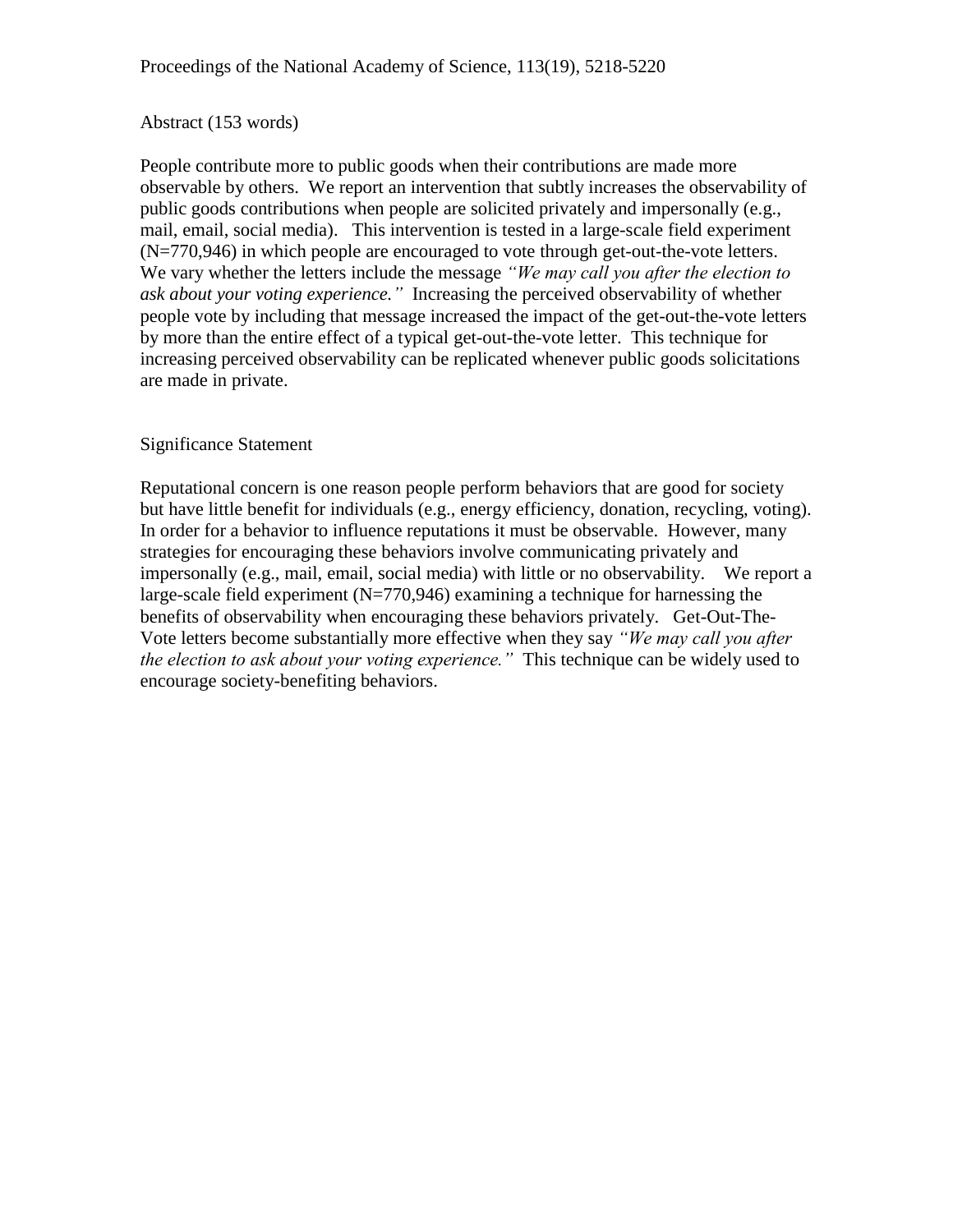Proceedings of the National Academy of Science, 113(19), 5218-5220

Abstract (153 words)

People contribute more to public goods when their contributions are made more observable by others. We report an intervention that subtly increases the observability of public goods contributions when people are solicited privately and impersonally (e.g., mail, email, social media). This intervention is tested in a large-scale field experiment (N=770,946) in which people are encouraged to vote through get-out-the-vote letters. We vary whether the letters include the message *"We may call you after the election to ask about your voting experience."* Increasing the perceived observability of whether people vote by including that message increased the impact of the get-out-the-vote letters by more than the entire effect of a typical get-out-the-vote letter. This technique for increasing perceived observability can be replicated whenever public goods solicitations are made in private.

Significance Statement

Reputational concern is one reason people perform behaviors that are good for society but have little benefit for individuals (e.g., energy efficiency, donation, recycling, voting). In order for a behavior to influence reputations it must be observable. However, many strategies for encouraging these behaviors involve communicating privately and impersonally (e.g., mail, email, social media) with little or no observability. We report a large-scale field experiment (N=770,946) examining a technique for harnessing the benefits of observability when encouraging these behaviors privately. Get-Out-The-Vote letters become substantially more effective when they say *"We may call you after the election to ask about your voting experience."* This technique can be widely used to encourage society-benefiting behaviors.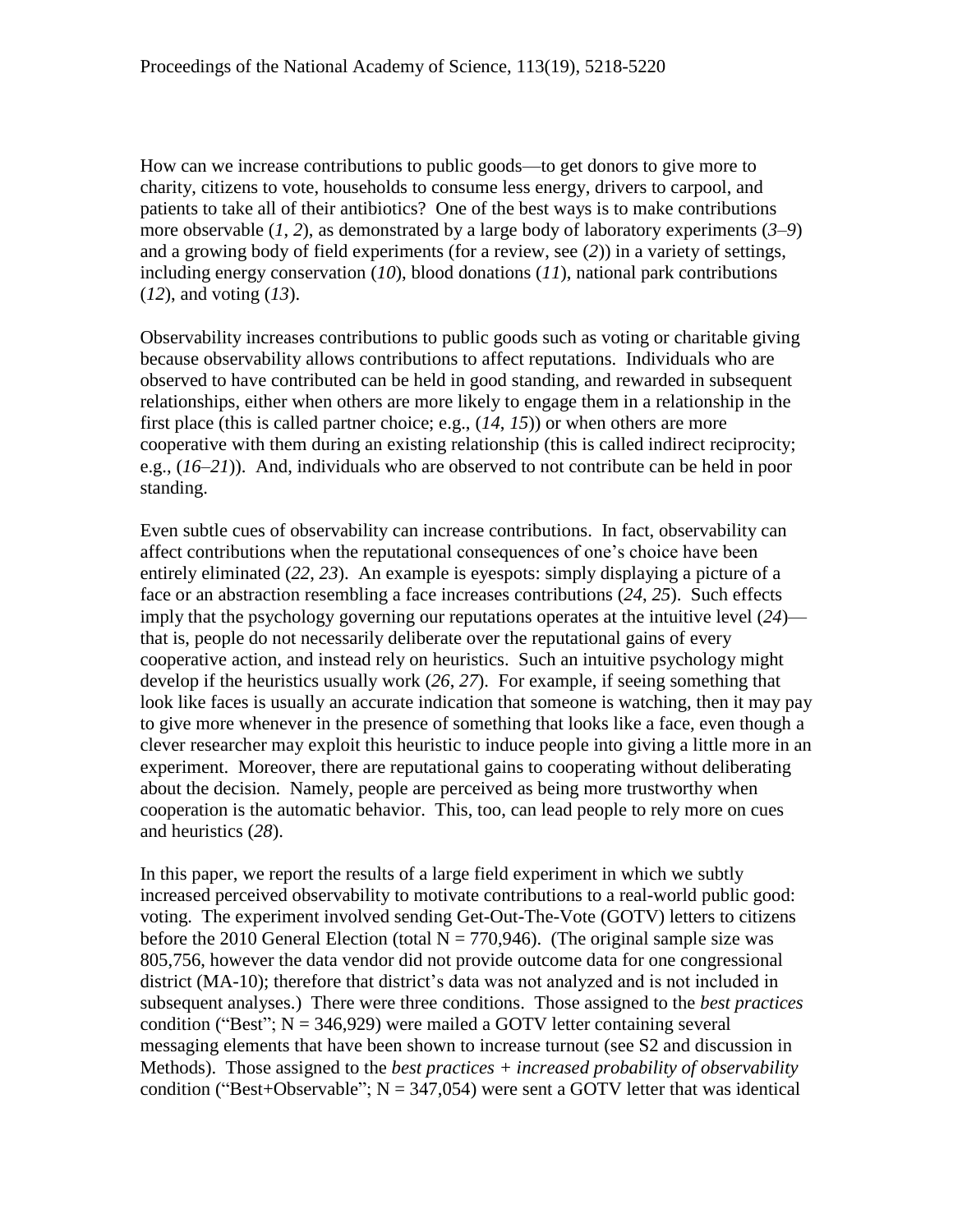How can we increase contributions to public goods—to get donors to give more to charity, citizens to vote, households to consume less energy, drivers to carpool, and patients to take all of their antibiotics? One of the best ways is to make contributions more observable (*1*, *2*), as demonstrated by a large body of laboratory experiments (*3*–*9*) and a growing body of field experiments (for a review, see (*2*)) in a variety of settings, including energy conservation (*10*), blood donations (*11*), national park contributions (*12*), and voting (*13*).

Observability increases contributions to public goods such as voting or charitable giving because observability allows contributions to affect reputations. Individuals who are observed to have contributed can be held in good standing, and rewarded in subsequent relationships, either when others are more likely to engage them in a relationship in the first place (this is called partner choice; e.g., (*14*, *15*)) or when others are more cooperative with them during an existing relationship (this is called indirect reciprocity; e.g., (*16*–*21*)). And, individuals who are observed to not contribute can be held in poor standing.

Even subtle cues of observability can increase contributions. In fact, observability can affect contributions when the reputational consequences of one's choice have been entirely eliminated (*22*, *23*). An example is eyespots: simply displaying a picture of a face or an abstraction resembling a face increases contributions (*24*, *25*). Such effects imply that the psychology governing our reputations operates at the intuitive level (*24*)—that is, people do not necessarily deliberate over the reputational gains of every cooperative action, and instead rely on heuristics. Such an intuitive psychology might develop if the heuristics usually work (*26*, *27*). For example, if seeing something that look like faces is usually an accurate indication that someone is watching, then it may pay to give more whenever in the presence of something that looks like a face, even though a clever researcher may exploit this heuristic to induce people into giving a little more in an experiment. Moreover, there are reputational gains to cooperating without deliberating about the decision. Namely, people are perceived as being more trustworthy when cooperation is the automatic behavior. This, too, can lead people to rely more on cues and heuristics (*28*).

In this paper, we report the results of a large field experiment in which we subtly increased perceived observability to motivate contributions to a real-world public good: voting. The experiment involved sending Get-Out-The-Vote (GOTV) letters to citizens before the 2010 General Election (total N = 770,946). (The original sample size was 805,756, however the data vendor did not provide outcome data for one congressional district (MA-10); therefore that district's data was not analyzed and is not included in subsequent analyses.) There were three conditions. Those assigned to the *best practices* condition ("Best"; N = 346,929) were mailed a GOTV letter containing several messaging elements that have been shown to increase turnout (see S2 and discussion in Methods). Those assigned to the *best practices + increased probability of observability* condition ("Best+Observable"; N = 347,054) were sent a GOTV letter that was identical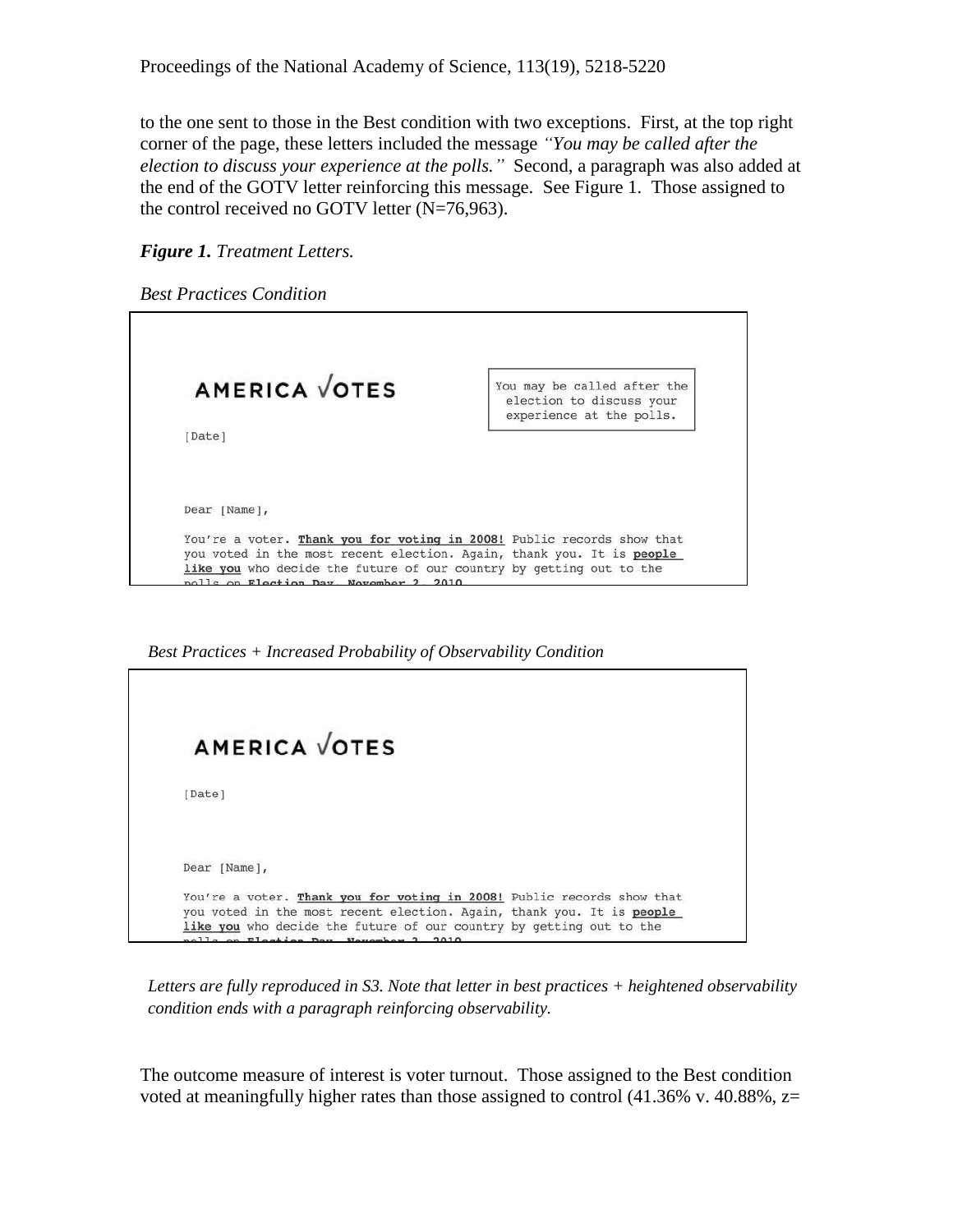to the one sent to those in the Best condition with two exceptions. First, at the top right corner of the page, these letters included the message *"You may be called after the election to discuss your experience at the polls."* Second, a paragraph was also added at the end of the GOTV letter reinforcing this message. See Figure 1. Those assigned to the control received no GOTV letter (N=76,963).

***Figure 1.*** *Treatment Letters.*

*Best Practices Condition*

AMERICA √OTES

You may be called after the election to discuss your experience at the polls.

[Date]

Dear [Name],

You're a voter. **Thank you for voting in 2008!** Public records show that you voted in the most recent election. Again, thank you. It is **people like you** who decide the future of our country by getting out to the polls on **Election Day, November 2, 2010**.

*Best Practices + Increased Probability of Observability Condition*

AMERICA √OTES

[Date]

Dear [Name],

You're a voter. **Thank you for voting in 2008!** Public records show that you voted in the most recent election. Again, thank you. It is **people like you** who decide the future of our country by getting out to the polls on **Election Day, November 2, 2010**.

*Letters are fully reproduced in S3. Note that letter in best practices + heightened observability condition ends with a paragraph reinforcing observability.*

The outcome measure of interest is voter turnout. Those assigned to the Best condition voted at meaningfully higher rates than those assigned to control (41.36% v. 40.88%, z=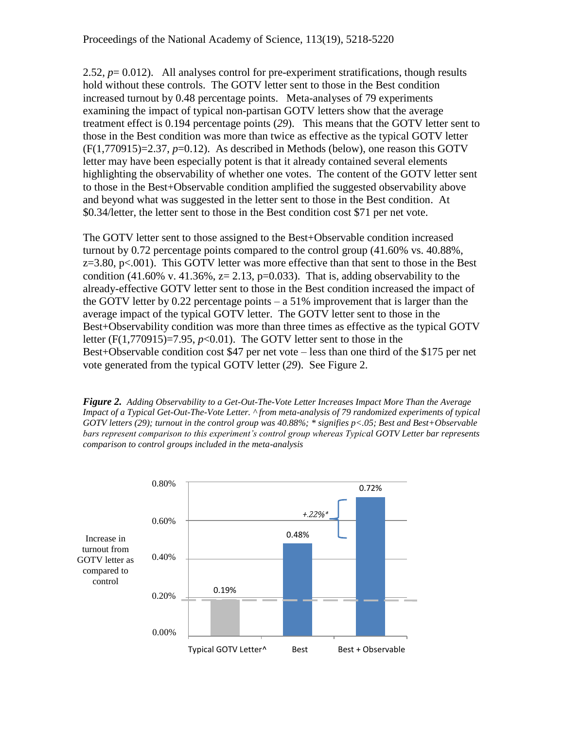2.52, $p = 0.012$). All analyses control for pre-experiment stratifications, though results hold without these controls. The GOTV letter sent to those in the Best condition increased turnout by 0.48 percentage points. Meta-analyses of 79 experiments examining the impact of typical non-partisan GOTV letters show that the average treatment effect is 0.194 percentage points (*29*). This means that the GOTV letter sent to those in the Best condition was more than twice as effective as the typical GOTV letter ($F(1,770915)=2.37$, $p=0.12$). As described in Methods (below), one reason this GOTV letter may have been especially potent is that it already contained several elements highlighting the observability of whether one votes. The content of the GOTV letter sent to those in the Best+Observable condition amplified the suggested observability above and beyond what was suggested in the letter sent to those in the Best condition. At $0.34/letter, the letter sent to those in the Best condition cost $71 per net vote.

The GOTV letter sent to those assigned to the Best+Observable condition increased turnout by 0.72 percentage points compared to the control group (41.60% vs. 40.88%, $z=3.80$, $p<.001$). This GOTV letter was more effective than that sent to those in the Best condition (41.60% v. 41.36%, $z= 2.13$, $p=0.033$). That is, adding observability to the already-effective GOTV letter sent to those in the Best condition increased the impact of the GOTV letter by 0.22 percentage points – a 51% improvement that is larger than the average impact of the typical GOTV letter. The GOTV letter sent to those in the Best+Observability condition was more than three times as effective as the typical GOTV letter ($F(1,770915)=7.95$, $p<0.01$). The GOTV letter sent to those in the Best+Observable condition cost $47 per net vote – less than one third of the $175 per net vote generated from the typical GOTV letter (*29*). See Figure 2.

***Figure 2.*** *Adding Observability to a Get-Out-The-Vote Letter Increases Impact More Than the Average Impact of a Typical Get-Out-The-Vote Letter. ^ from meta-analysis of 79 randomized experiments of typical GOTV letters (29); turnout in the control group was 40.88%; \* signifies p<.05; Best and Best+Observable bars represent comparison to this experiment's control group whereas Typical GOTV Letter bar represents comparison to control groups included in the meta-analysis*

| | Increase in turnout from GOTV letter as compared to control |
|---|---|
| Typical GOTV Letter^ | 0.19% |
| Best | 0.48% |
| Best + Observable | 0.72% (+.22%* vs. Best) |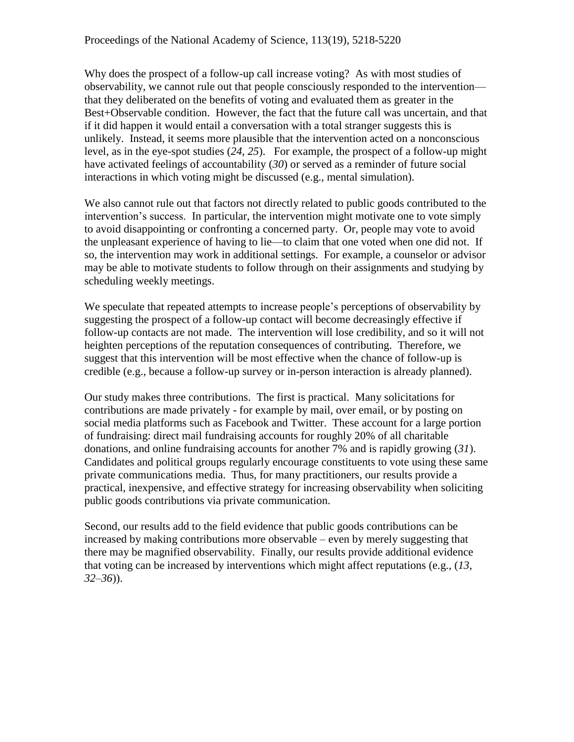Why does the prospect of a follow-up call increase voting? As with most studies of observability, we cannot rule out that people consciously responded to the intervention—that they deliberated on the benefits of voting and evaluated them as greater in the Best+Observable condition. However, the fact that the future call was uncertain, and that if it did happen it would entail a conversation with a total stranger suggests this is unlikely. Instead, it seems more plausible that the intervention acted on a nonconscious level, as in the eye-spot studies (*24*, *25*). For example, the prospect of a follow-up might have activated feelings of accountability (*30*) or served as a reminder of future social interactions in which voting might be discussed (e.g., mental simulation).

We also cannot rule out that factors not directly related to public goods contributed to the intervention's success. In particular, the intervention might motivate one to vote simply to avoid disappointing or confronting a concerned party. Or, people may vote to avoid the unpleasant experience of having to lie—to claim that one voted when one did not. If so, the intervention may work in additional settings. For example, a counselor or advisor may be able to motivate students to follow through on their assignments and studying by scheduling weekly meetings.

We speculate that repeated attempts to increase people's perceptions of observability by suggesting the prospect of a follow-up contact will become decreasingly effective if follow-up contacts are not made. The intervention will lose credibility, and so it will not heighten perceptions of the reputation consequences of contributing. Therefore, we suggest that this intervention will be most effective when the chance of follow-up is credible (e.g., because a follow-up survey or in-person interaction is already planned).

Our study makes three contributions. The first is practical. Many solicitations for contributions are made privately - for example by mail, over email, or by posting on social media platforms such as Facebook and Twitter. These account for a large portion of fundraising: direct mail fundraising accounts for roughly 20% of all charitable donations, and online fundraising accounts for another 7% and is rapidly growing (*31*). Candidates and political groups regularly encourage constituents to vote using these same private communications media. Thus, for many practitioners, our results provide a practical, inexpensive, and effective strategy for increasing observability when soliciting public goods contributions via private communication.

Second, our results add to the field evidence that public goods contributions can be increased by making contributions more observable – even by merely suggesting that there may be magnified observability. Finally, our results provide additional evidence that voting can be increased by interventions which might affect reputations (e.g., (*13*, *32–36*)).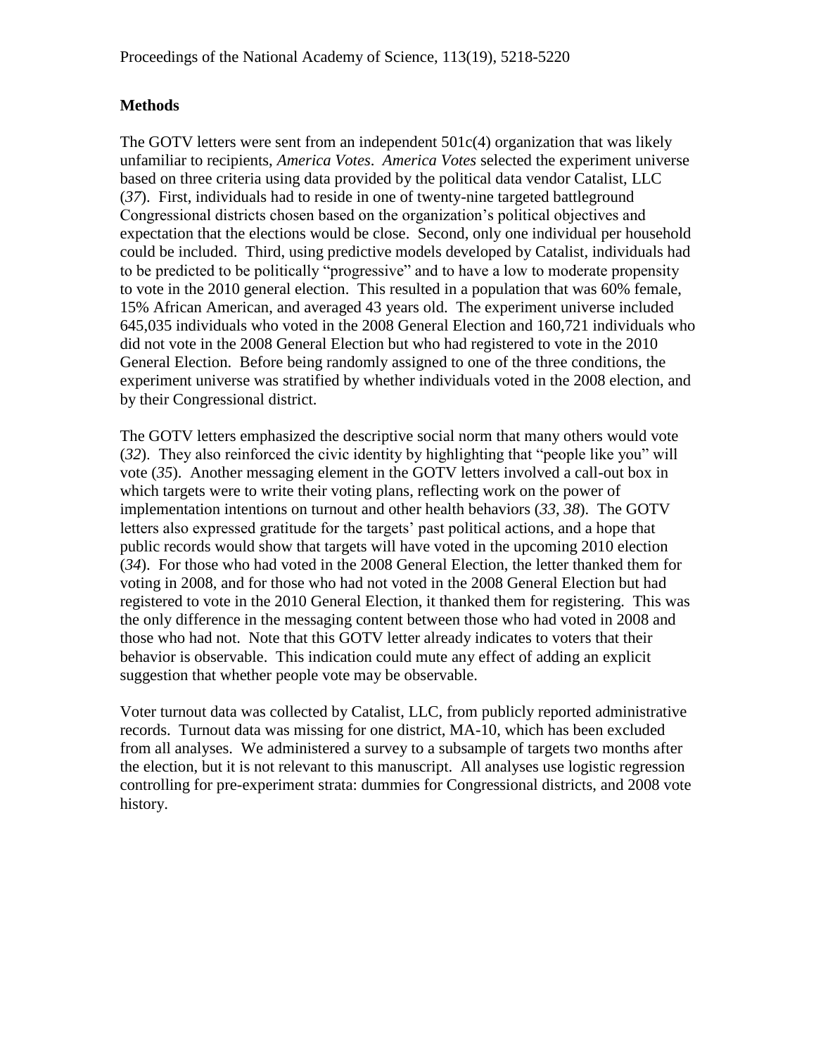## Methods

The GOTV letters were sent from an independent 501c(4) organization that was likely unfamiliar to recipients, *America Votes*. *America Votes* selected the experiment universe based on three criteria using data provided by the political data vendor Catalist, LLC (*37*). First, individuals had to reside in one of twenty-nine targeted battleground Congressional districts chosen based on the organization's political objectives and expectation that the elections would be close. Second, only one individual per household could be included. Third, using predictive models developed by Catalist, individuals had to be predicted to be politically "progressive" and to have a low to moderate propensity to vote in the 2010 general election. This resulted in a population that was 60% female, 15% African American, and averaged 43 years old. The experiment universe included 645,035 individuals who voted in the 2008 General Election and 160,721 individuals who did not vote in the 2008 General Election but who had registered to vote in the 2010 General Election. Before being randomly assigned to one of the three conditions, the experiment universe was stratified by whether individuals voted in the 2008 election, and by their Congressional district.

The GOTV letters emphasized the descriptive social norm that many others would vote (*32*). They also reinforced the civic identity by highlighting that "people like you" will vote (*35*). Another messaging element in the GOTV letters involved a call-out box in which targets were to write their voting plans, reflecting work on the power of implementation intentions on turnout and other health behaviors (*33*, *38*). The GOTV letters also expressed gratitude for the targets' past political actions, and a hope that public records would show that targets will have voted in the upcoming 2010 election (*34*). For those who had voted in the 2008 General Election, the letter thanked them for voting in 2008, and for those who had not voted in the 2008 General Election but had registered to vote in the 2010 General Election, it thanked them for registering. This was the only difference in the messaging content between those who had voted in 2008 and those who had not. Note that this GOTV letter already indicates to voters that their behavior is observable. This indication could mute any effect of adding an explicit suggestion that whether people vote may be observable.

Voter turnout data was collected by Catalist, LLC, from publicly reported administrative records. Turnout data was missing for one district, MA-10, which has been excluded from all analyses. We administered a survey to a subsample of targets two months after the election, but it is not relevant to this manuscript. All analyses use logistic regression controlling for pre-experiment strata: dummies for Congressional districts, and 2008 vote history.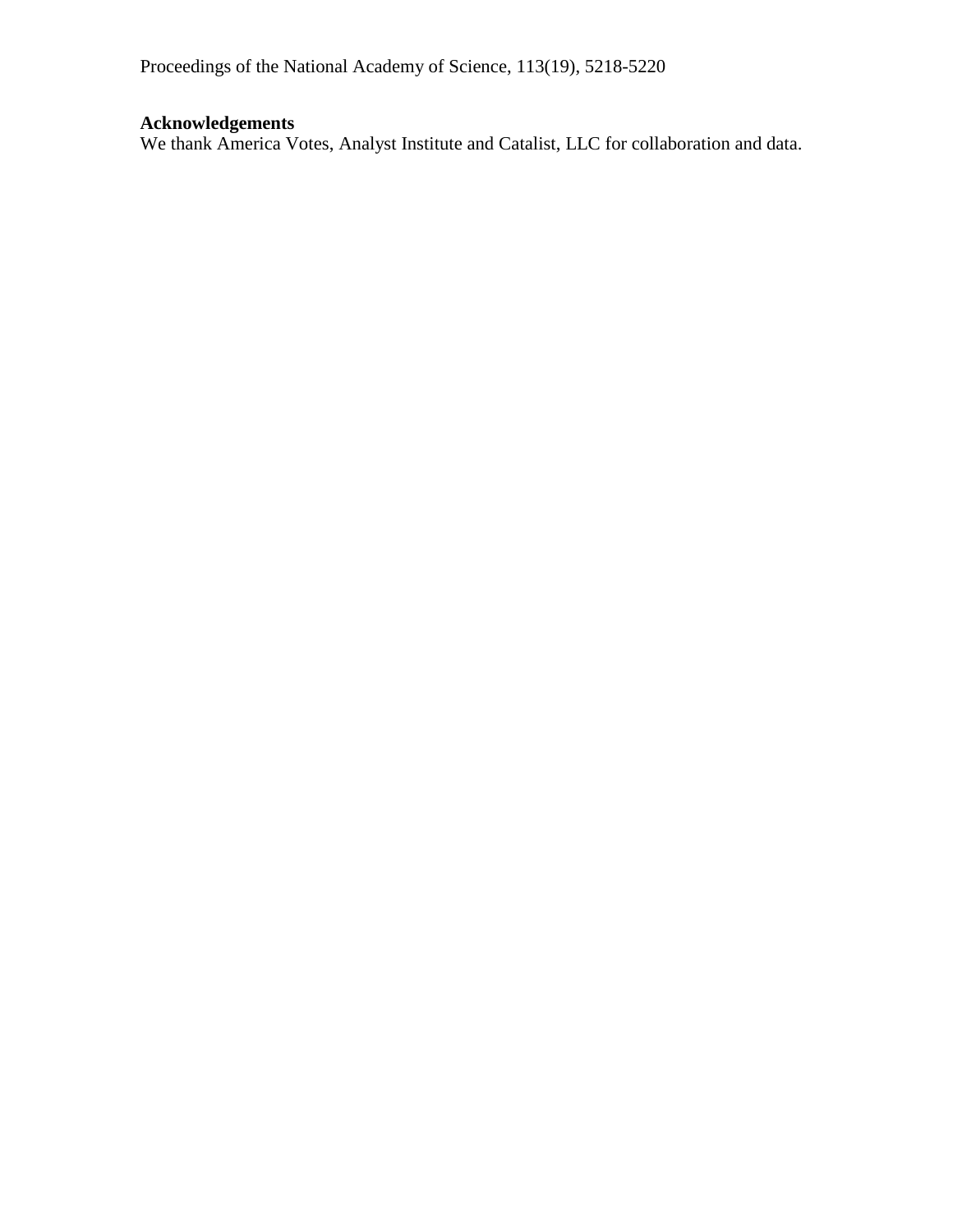Proceedings of the National Academy of Science, 113(19), 5218-5220

**Acknowledgements**

We thank America Votes, Analyst Institute and Catalist, LLC for collaboration and data.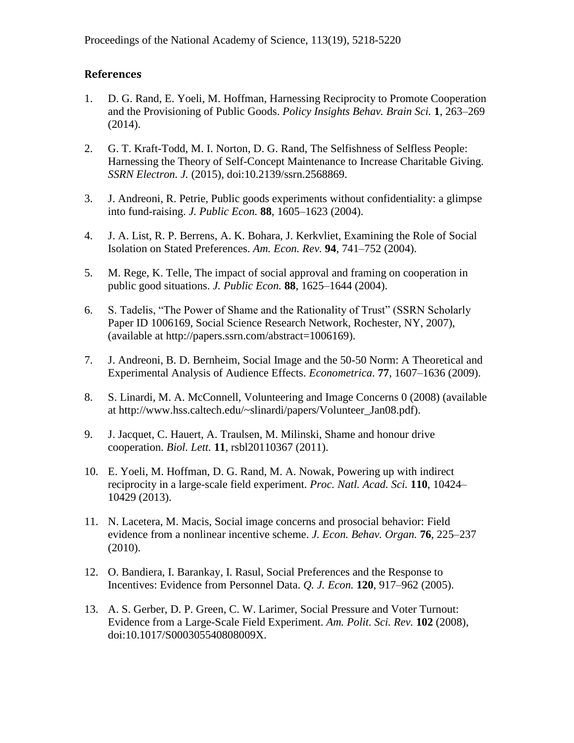## References

1. D. G. Rand, E. Yoeli, M. Hoffman, Harnessing Reciprocity to Promote Cooperation and the Provisioning of Public Goods. *Policy Insights Behav. Brain Sci.* **1**, 263–269 (2014).

2. G. T. Kraft-Todd, M. I. Norton, D. G. Rand, The Selfishness of Selfless People: Harnessing the Theory of Self-Concept Maintenance to Increase Charitable Giving. *SSRN Electron. J.* (2015), doi:10.2139/ssrn.2568869.

3. J. Andreoni, R. Petrie, Public goods experiments without confidentiality: a glimpse into fund-raising. *J. Public Econ.* **88**, 1605–1623 (2004).

4. J. A. List, R. P. Berrens, A. K. Bohara, J. Kerkvliet, Examining the Role of Social Isolation on Stated Preferences. *Am. Econ. Rev.* **94**, 741–752 (2004).

5. M. Rege, K. Telle, The impact of social approval and framing on cooperation in public good situations. *J. Public Econ.* **88**, 1625–1644 (2004).

6. S. Tadelis, "The Power of Shame and the Rationality of Trust" (SSRN Scholarly Paper ID 1006169, Social Science Research Network, Rochester, NY, 2007), (available at http://papers.ssrn.com/abstract=1006169).

7. J. Andreoni, B. D. Bernheim, Social Image and the 50-50 Norm: A Theoretical and Experimental Analysis of Audience Effects. *Econometrica*. **77**, 1607–1636 (2009).

8. S. Linardi, M. A. McConnell, Volunteering and Image Concerns 0 (2008) (available at http://www.hss.caltech.edu/~slinardi/papers/Volunteer_Jan08.pdf).

9. J. Jacquet, C. Hauert, A. Traulsen, M. Milinski, Shame and honour drive cooperation. *Biol. Lett.* **11**, rsbl20110367 (2011).

10. E. Yoeli, M. Hoffman, D. G. Rand, M. A. Nowak, Powering up with indirect reciprocity in a large-scale field experiment. *Proc. Natl. Acad. Sci.* **110**, 10424–10429 (2013).

11. N. Lacetera, M. Macis, Social image concerns and prosocial behavior: Field evidence from a nonlinear incentive scheme. *J. Econ. Behav. Organ.* **76**, 225–237 (2010).

12. O. Bandiera, I. Barankay, I. Rasul, Social Preferences and the Response to Incentives: Evidence from Personnel Data. *Q. J. Econ.* **120**, 917–962 (2005).

13. A. S. Gerber, D. P. Green, C. W. Larimer, Social Pressure and Voter Turnout: Evidence from a Large-Scale Field Experiment. *Am. Polit. Sci. Rev.* **102** (2008), doi:10.1017/S000305540808009X.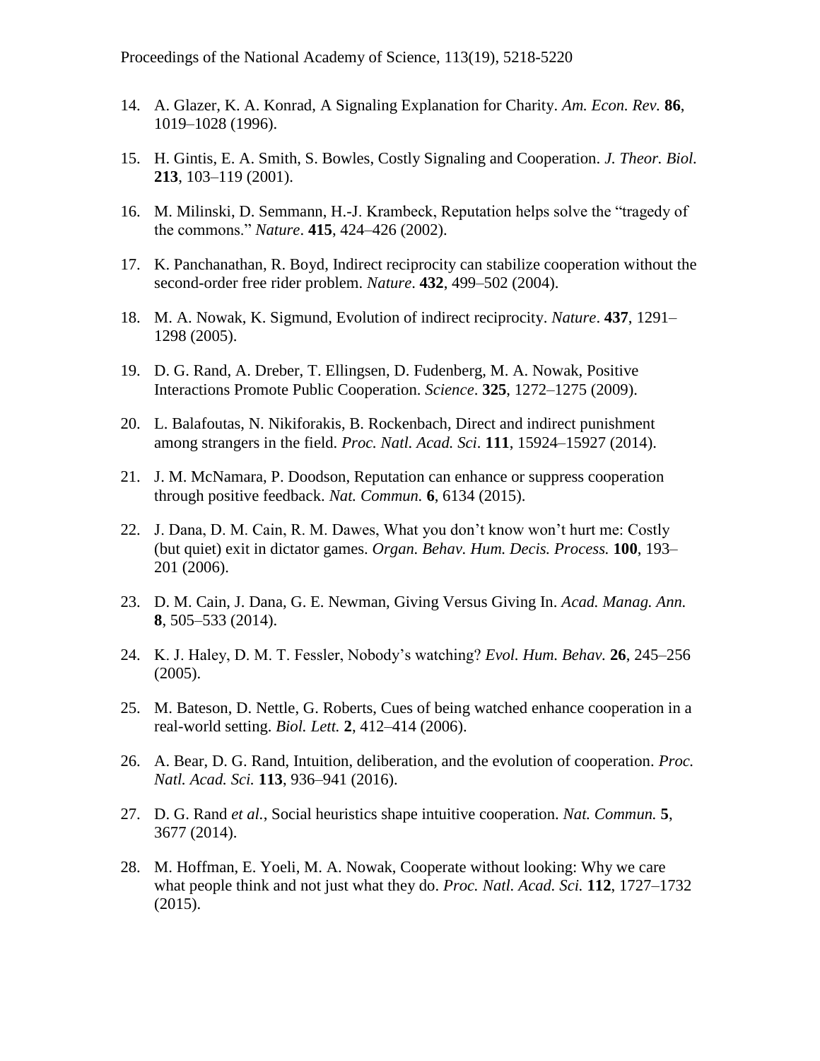14. A. Glazer, K. A. Konrad, A Signaling Explanation for Charity. *Am. Econ. Rev.* **86**, 1019–1028 (1996).

15. H. Gintis, E. A. Smith, S. Bowles, Costly Signaling and Cooperation. *J. Theor. Biol.* **213**, 103–119 (2001).

16. M. Milinski, D. Semmann, H.-J. Krambeck, Reputation helps solve the "tragedy of the commons." *Nature*. **415**, 424–426 (2002).

17. K. Panchanathan, R. Boyd, Indirect reciprocity can stabilize cooperation without the second-order free rider problem. *Nature*. **432**, 499–502 (2004).

18. M. A. Nowak, K. Sigmund, Evolution of indirect reciprocity. *Nature*. **437**, 1291–1298 (2005).

19. D. G. Rand, A. Dreber, T. Ellingsen, D. Fudenberg, M. A. Nowak, Positive Interactions Promote Public Cooperation. *Science*. **325**, 1272–1275 (2009).

20. L. Balafoutas, N. Nikiforakis, B. Rockenbach, Direct and indirect punishment among strangers in the field. *Proc. Natl. Acad. Sci.* **111**, 15924–15927 (2014).

21. J. M. McNamara, P. Doodson, Reputation can enhance or suppress cooperation through positive feedback. *Nat. Commun.* **6**, 6134 (2015).

22. J. Dana, D. M. Cain, R. M. Dawes, What you don't know won't hurt me: Costly (but quiet) exit in dictator games. *Organ. Behav. Hum. Decis. Process.* **100**, 193–201 (2006).

23. D. M. Cain, J. Dana, G. E. Newman, Giving Versus Giving In. *Acad. Manag. Ann.* **8**, 505–533 (2014).

24. K. J. Haley, D. M. T. Fessler, Nobody's watching? *Evol. Hum. Behav.* **26**, 245–256 (2005).

25. M. Bateson, D. Nettle, G. Roberts, Cues of being watched enhance cooperation in a real-world setting. *Biol. Lett.* **2**, 412–414 (2006).

26. A. Bear, D. G. Rand, Intuition, deliberation, and the evolution of cooperation. *Proc. Natl. Acad. Sci.* **113**, 936–941 (2016).

27. D. G. Rand *et al.*, Social heuristics shape intuitive cooperation. *Nat. Commun.* **5**, 3677 (2014).

28. M. Hoffman, E. Yoeli, M. A. Nowak, Cooperate without looking: Why we care what people think and not just what they do. *Proc. Natl. Acad. Sci.* **112**, 1727–1732 (2015).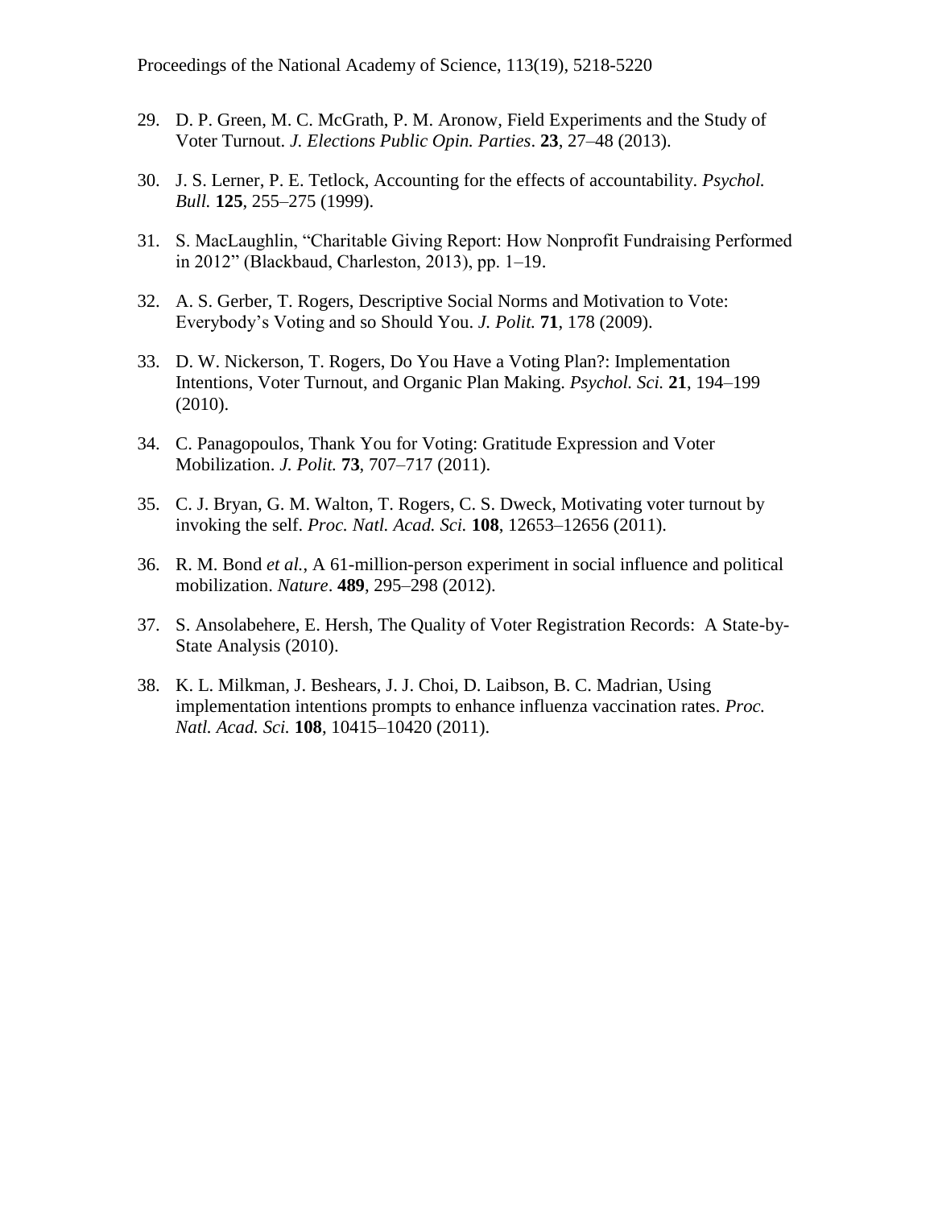29. D. P. Green, M. C. McGrath, P. M. Aronow, Field Experiments and the Study of Voter Turnout. *J. Elections Public Opin. Parties*. **23**, 27–48 (2013).

30. J. S. Lerner, P. E. Tetlock, Accounting for the effects of accountability. *Psychol. Bull.* **125**, 255–275 (1999).

31. S. MacLaughlin, "Charitable Giving Report: How Nonprofit Fundraising Performed in 2012" (Blackbaud, Charleston, 2013), pp. 1–19.

32. A. S. Gerber, T. Rogers, Descriptive Social Norms and Motivation to Vote: Everybody's Voting and so Should You. *J. Polit.* **71**, 178 (2009).

33. D. W. Nickerson, T. Rogers, Do You Have a Voting Plan?: Implementation Intentions, Voter Turnout, and Organic Plan Making. *Psychol. Sci.* **21**, 194–199 (2010).

34. C. Panagopoulos, Thank You for Voting: Gratitude Expression and Voter Mobilization. *J. Polit.* **73**, 707–717 (2011).

35. C. J. Bryan, G. M. Walton, T. Rogers, C. S. Dweck, Motivating voter turnout by invoking the self. *Proc. Natl. Acad. Sci.* **108**, 12653–12656 (2011).

36. R. M. Bond *et al.*, A 61-million-person experiment in social influence and political mobilization. *Nature*. **489**, 295–298 (2012).

37. S. Ansolabehere, E. Hersh, The Quality of Voter Registration Records: A State-by-State Analysis (2010).

38. K. L. Milkman, J. Beshears, J. J. Choi, D. Laibson, B. C. Madrian, Using implementation intentions prompts to enhance influenza vaccination rates. *Proc. Natl. Acad. Sci.* **108**, 10415–10420 (2011).